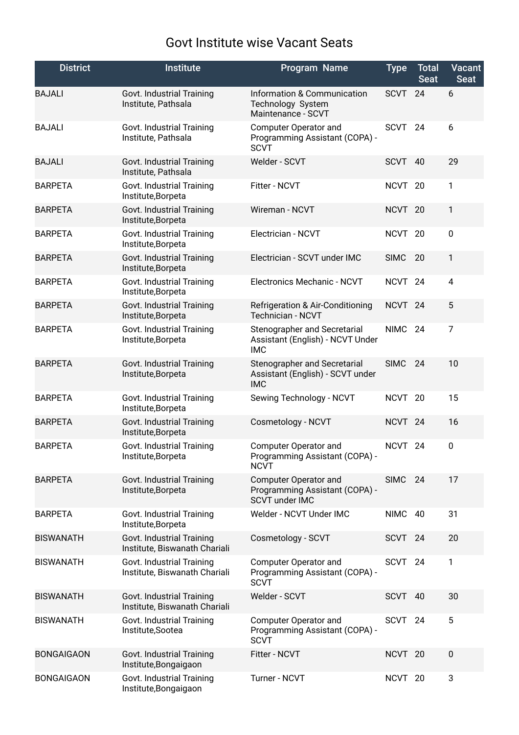# Govt Institute wise Vacant Seats

| District | Institute | Program Name | Type | Total Seat | Vacant Seat |
|---|---|---|---|---|---|
| BAJALI | Govt. Industrial Training Institute, Pathsala | Information & Communication Technology System Maintenance - SCVT | SCVT | 24 | 6 |
| BAJALI | Govt. Industrial Training Institute, Pathsala | Computer Operator and Programming Assistant (COPA) - SCVT | SCVT | 24 | 6 |
| BAJALI | Govt. Industrial Training Institute, Pathsala | Welder - SCVT | SCVT | 40 | 29 |
| BARPETA | Govt. Industrial Training Institute,Borpeta | Fitter - NCVT | NCVT | 20 | 1 |
| BARPETA | Govt. Industrial Training Institute,Borpeta | Wireman - NCVT | NCVT | 20 | 1 |
| BARPETA | Govt. Industrial Training Institute,Borpeta | Electrician - NCVT | NCVT | 20 | 0 |
| BARPETA | Govt. Industrial Training Institute,Borpeta | Electrician - SCVT under IMC | SIMC | 20 | 1 |
| BARPETA | Govt. Industrial Training Institute,Borpeta | Electronics Mechanic - NCVT | NCVT | 24 | 4 |
| BARPETA | Govt. Industrial Training Institute,Borpeta | Refrigeration & Air-Conditioning Technician - NCVT | NCVT | 24 | 5 |
| BARPETA | Govt. Industrial Training Institute,Borpeta | Stenographer and Secretarial Assistant (English) - NCVT Under IMC | NIMC | 24 | 7 |
| BARPETA | Govt. Industrial Training Institute,Borpeta | Stenographer and Secretarial Assistant (English) - SCVT under IMC | SIMC | 24 | 10 |
| BARPETA | Govt. Industrial Training Institute,Borpeta | Sewing Technology - NCVT | NCVT | 20 | 15 |
| BARPETA | Govt. Industrial Training Institute,Borpeta | Cosmetology - NCVT | NCVT | 24 | 16 |
| BARPETA | Govt. Industrial Training Institute,Borpeta | Computer Operator and Programming Assistant (COPA) - NCVT | NCVT | 24 | 0 |
| BARPETA | Govt. Industrial Training Institute,Borpeta | Computer Operator and Programming Assistant (COPA) - SCVT under IMC | SIMC | 24 | 17 |
| BARPETA | Govt. Industrial Training Institute,Borpeta | Welder - NCVT Under IMC | NIMC | 40 | 31 |
| BISWANATH | Govt. Industrial Training Institute, Biswanath Chariali | Cosmetology - SCVT | SCVT | 24 | 20 |
| BISWANATH | Govt. Industrial Training Institute, Biswanath Chariali | Computer Operator and Programming Assistant (COPA) - SCVT | SCVT | 24 | 1 |
| BISWANATH | Govt. Industrial Training Institute, Biswanath Chariali | Welder - SCVT | SCVT | 40 | 30 |
| BISWANATH | Govt. Industrial Training Institute,Sootea | Computer Operator and Programming Assistant (COPA) - SCVT | SCVT | 24 | 5 |
| BONGAIGAON | Govt. Industrial Training Institute,Bongaigaon | Fitter - NCVT | NCVT | 20 | 0 |
| BONGAIGAON | Govt. Industrial Training Institute,Bongaigaon | Turner - NCVT | NCVT | 20 | 3 |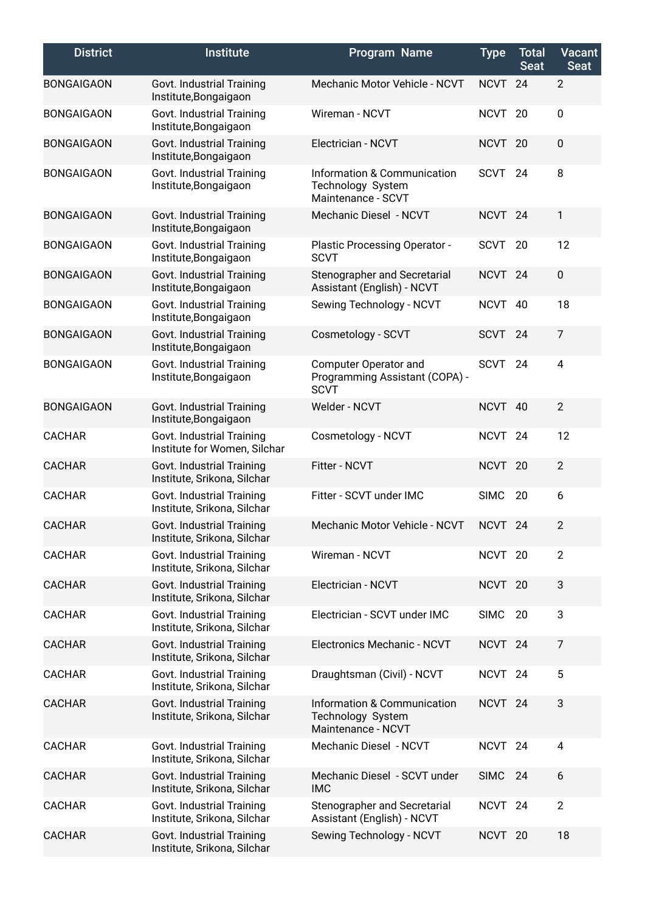| District | Institute | Program Name | Type | Total Seat | Vacant Seat |
|---|---|---|---|---|---|
| BONGAIGAON | Govt. Industrial Training Institute,Bongaigaon | Mechanic Motor Vehicle - NCVT | NCVT | 24 | 2 |
| BONGAIGAON | Govt. Industrial Training Institute,Bongaigaon | Wireman - NCVT | NCVT | 20 | 0 |
| BONGAIGAON | Govt. Industrial Training Institute,Bongaigaon | Electrician - NCVT | NCVT | 20 | 0 |
| BONGAIGAON | Govt. Industrial Training Institute,Bongaigaon | Information & Communication Technology System Maintenance - SCVT | SCVT | 24 | 8 |
| BONGAIGAON | Govt. Industrial Training Institute,Bongaigaon | Mechanic Diesel - NCVT | NCVT | 24 | 1 |
| BONGAIGAON | Govt. Industrial Training Institute,Bongaigaon | Plastic Processing Operator - SCVT | SCVT | 20 | 12 |
| BONGAIGAON | Govt. Industrial Training Institute,Bongaigaon | Stenographer and Secretarial Assistant (English) - NCVT | NCVT | 24 | 0 |
| BONGAIGAON | Govt. Industrial Training Institute,Bongaigaon | Sewing Technology - NCVT | NCVT | 40 | 18 |
| BONGAIGAON | Govt. Industrial Training Institute,Bongaigaon | Cosmetology - SCVT | SCVT | 24 | 7 |
| BONGAIGAON | Govt. Industrial Training Institute,Bongaigaon | Computer Operator and Programming Assistant (COPA) - SCVT | SCVT | 24 | 4 |
| BONGAIGAON | Govt. Industrial Training Institute,Bongaigaon | Welder - NCVT | NCVT | 40 | 2 |
| CACHAR | Govt. Industrial Training Institute for Women, Silchar | Cosmetology - NCVT | NCVT | 24 | 12 |
| CACHAR | Govt. Industrial Training Institute, Srikona, Silchar | Fitter - NCVT | NCVT | 20 | 2 |
| CACHAR | Govt. Industrial Training Institute, Srikona, Silchar | Fitter - SCVT under IMC | SIMC | 20 | 6 |
| CACHAR | Govt. Industrial Training Institute, Srikona, Silchar | Mechanic Motor Vehicle - NCVT | NCVT | 24 | 2 |
| CACHAR | Govt. Industrial Training Institute, Srikona, Silchar | Wireman - NCVT | NCVT | 20 | 2 |
| CACHAR | Govt. Industrial Training Institute, Srikona, Silchar | Electrician - NCVT | NCVT | 20 | 3 |
| CACHAR | Govt. Industrial Training Institute, Srikona, Silchar | Electrician - SCVT under IMC | SIMC | 20 | 3 |
| CACHAR | Govt. Industrial Training Institute, Srikona, Silchar | Electronics Mechanic - NCVT | NCVT | 24 | 7 |
| CACHAR | Govt. Industrial Training Institute, Srikona, Silchar | Draughtsman (Civil) - NCVT | NCVT | 24 | 5 |
| CACHAR | Govt. Industrial Training Institute, Srikona, Silchar | Information & Communication Technology System Maintenance - NCVT | NCVT | 24 | 3 |
| CACHAR | Govt. Industrial Training Institute, Srikona, Silchar | Mechanic Diesel - NCVT | NCVT | 24 | 4 |
| CACHAR | Govt. Industrial Training Institute, Srikona, Silchar | Mechanic Diesel - SCVT under IMC | SIMC | 24 | 6 |
| CACHAR | Govt. Industrial Training Institute, Srikona, Silchar | Stenographer and Secretarial Assistant (English) - NCVT | NCVT | 24 | 2 |
| CACHAR | Govt. Industrial Training Institute, Srikona, Silchar | Sewing Technology - NCVT | NCVT | 20 | 18 |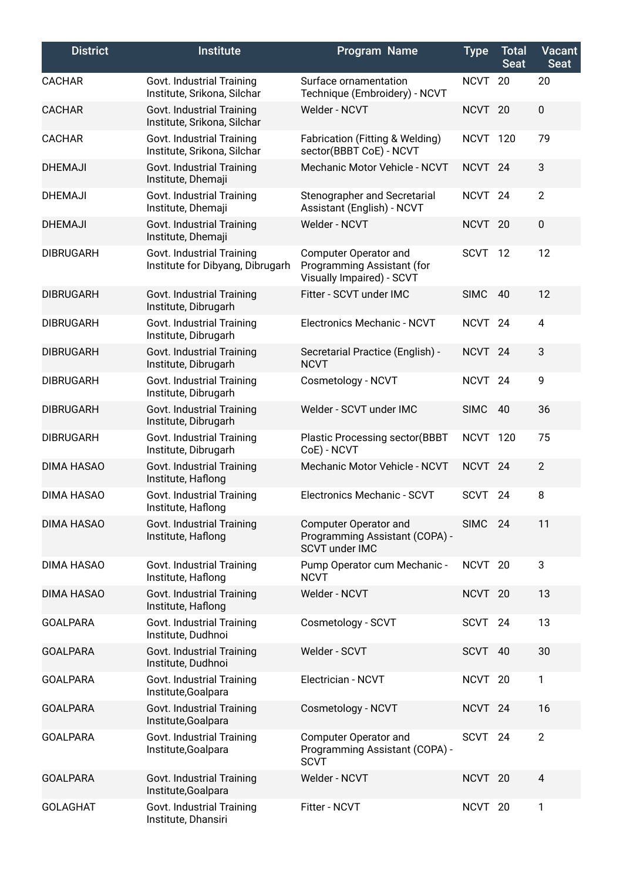| District | Institute | Program Name | Type | Total Seat | Vacant Seat |
| --- | --- | --- | --- | --- | --- |
| CACHAR | Govt. Industrial Training Institute, Srikona, Silchar | Surface ornamentation Technique (Embroidery) - NCVT | NCVT | 20 | 20 |
| CACHAR | Govt. Industrial Training Institute, Srikona, Silchar | Welder - NCVT | NCVT | 20 | 0 |
| CACHAR | Govt. Industrial Training Institute, Srikona, Silchar | Fabrication (Fitting & Welding) sector(BBBT CoE) - NCVT | NCVT | 120 | 79 |
| DHEMAJI | Govt. Industrial Training Institute, Dhemaji | Mechanic Motor Vehicle - NCVT | NCVT | 24 | 3 |
| DHEMAJI | Govt. Industrial Training Institute, Dhemaji | Stenographer and Secretarial Assistant (English) - NCVT | NCVT | 24 | 2 |
| DHEMAJI | Govt. Industrial Training Institute, Dhemaji | Welder - NCVT | NCVT | 20 | 0 |
| DIBRUGARH | Govt. Industrial Training Institute for Dibyang, Dibrugarh | Computer Operator and Programming Assistant (for Visually Impaired) - SCVT | SCVT | 12 | 12 |
| DIBRUGARH | Govt. Industrial Training Institute, Dibrugarh | Fitter - SCVT under IMC | SIMC | 40 | 12 |
| DIBRUGARH | Govt. Industrial Training Institute, Dibrugarh | Electronics Mechanic - NCVT | NCVT | 24 | 4 |
| DIBRUGARH | Govt. Industrial Training Institute, Dibrugarh | Secretarial Practice (English) - NCVT | NCVT | 24 | 3 |
| DIBRUGARH | Govt. Industrial Training Institute, Dibrugarh | Cosmetology - NCVT | NCVT | 24 | 9 |
| DIBRUGARH | Govt. Industrial Training Institute, Dibrugarh | Welder - SCVT under IMC | SIMC | 40 | 36 |
| DIBRUGARH | Govt. Industrial Training Institute, Dibrugarh | Plastic Processing sector(BBBT CoE) - NCVT | NCVT | 120 | 75 |
| DIMA HASAO | Govt. Industrial Training Institute, Haflong | Mechanic Motor Vehicle - NCVT | NCVT | 24 | 2 |
| DIMA HASAO | Govt. Industrial Training Institute, Haflong | Electronics Mechanic - SCVT | SCVT | 24 | 8 |
| DIMA HASAO | Govt. Industrial Training Institute, Haflong | Computer Operator and Programming Assistant (COPA) - SCVT under IMC | SIMC | 24 | 11 |
| DIMA HASAO | Govt. Industrial Training Institute, Haflong | Pump Operator cum Mechanic - NCVT | NCVT | 20 | 3 |
| DIMA HASAO | Govt. Industrial Training Institute, Haflong | Welder - NCVT | NCVT | 20 | 13 |
| GOALPARA | Govt. Industrial Training Institute, Dudhnoi | Cosmetology - SCVT | SCVT | 24 | 13 |
| GOALPARA | Govt. Industrial Training Institute, Dudhnoi | Welder - SCVT | SCVT | 40 | 30 |
| GOALPARA | Govt. Industrial Training Institute,Goalpara | Electrician - NCVT | NCVT | 20 | 1 |
| GOALPARA | Govt. Industrial Training Institute,Goalpara | Cosmetology - NCVT | NCVT | 24 | 16 |
| GOALPARA | Govt. Industrial Training Institute,Goalpara | Computer Operator and Programming Assistant (COPA) - SCVT | SCVT | 24 | 2 |
| GOALPARA | Govt. Industrial Training Institute,Goalpara | Welder - NCVT | NCVT | 20 | 4 |
| GOLAGHAT | Govt. Industrial Training Institute, Dhansiri | Fitter - NCVT | NCVT | 20 | 1 |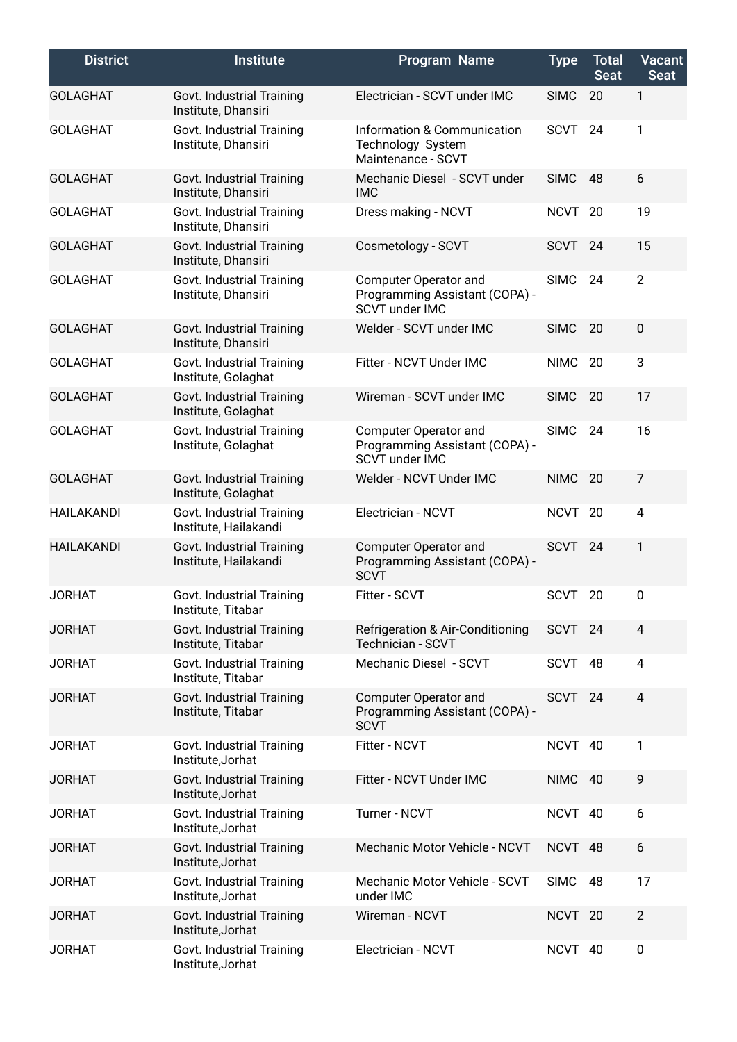| District | Institute | Program Name | Type | Total Seat | Vacant Seat |
|---|---|---|---|---|---|
| GOLAGHAT | Govt. Industrial Training Institute, Dhansiri | Electrician - SCVT under IMC | SIMC | 20 | 1 |
| GOLAGHAT | Govt. Industrial Training Institute, Dhansiri | Information & Communication Technology System Maintenance - SCVT | SCVT | 24 | 1 |
| GOLAGHAT | Govt. Industrial Training Institute, Dhansiri | Mechanic Diesel - SCVT under IMC | SIMC | 48 | 6 |
| GOLAGHAT | Govt. Industrial Training Institute, Dhansiri | Dress making - NCVT | NCVT | 20 | 19 |
| GOLAGHAT | Govt. Industrial Training Institute, Dhansiri | Cosmetology - SCVT | SCVT | 24 | 15 |
| GOLAGHAT | Govt. Industrial Training Institute, Dhansiri | Computer Operator and Programming Assistant (COPA) - SCVT under IMC | SIMC | 24 | 2 |
| GOLAGHAT | Govt. Industrial Training Institute, Dhansiri | Welder - SCVT under IMC | SIMC | 20 | 0 |
| GOLAGHAT | Govt. Industrial Training Institute, Golaghat | Fitter - NCVT Under IMC | NIMC | 20 | 3 |
| GOLAGHAT | Govt. Industrial Training Institute, Golaghat | Wireman - SCVT under IMC | SIMC | 20 | 17 |
| GOLAGHAT | Govt. Industrial Training Institute, Golaghat | Computer Operator and Programming Assistant (COPA) - SCVT under IMC | SIMC | 24 | 16 |
| GOLAGHAT | Govt. Industrial Training Institute, Golaghat | Welder - NCVT Under IMC | NIMC | 20 | 7 |
| HAILAKANDI | Govt. Industrial Training Institute, Hailakandi | Electrician - NCVT | NCVT | 20 | 4 |
| HAILAKANDI | Govt. Industrial Training Institute, Hailakandi | Computer Operator and Programming Assistant (COPA) - SCVT | SCVT | 24 | 1 |
| JORHAT | Govt. Industrial Training Institute, Titabar | Fitter - SCVT | SCVT | 20 | 0 |
| JORHAT | Govt. Industrial Training Institute, Titabar | Refrigeration & Air-Conditioning Technician - SCVT | SCVT | 24 | 4 |
| JORHAT | Govt. Industrial Training Institute, Titabar | Mechanic Diesel - SCVT | SCVT | 48 | 4 |
| JORHAT | Govt. Industrial Training Institute, Titabar | Computer Operator and Programming Assistant (COPA) - SCVT | SCVT | 24 | 4 |
| JORHAT | Govt. Industrial Training Institute,Jorhat | Fitter - NCVT | NCVT | 40 | 1 |
| JORHAT | Govt. Industrial Training Institute,Jorhat | Fitter - NCVT Under IMC | NIMC | 40 | 9 |
| JORHAT | Govt. Industrial Training Institute,Jorhat | Turner - NCVT | NCVT | 40 | 6 |
| JORHAT | Govt. Industrial Training Institute,Jorhat | Mechanic Motor Vehicle - NCVT | NCVT | 48 | 6 |
| JORHAT | Govt. Industrial Training Institute,Jorhat | Mechanic Motor Vehicle - SCVT under IMC | SIMC | 48 | 17 |
| JORHAT | Govt. Industrial Training Institute,Jorhat | Wireman - NCVT | NCVT | 20 | 2 |
| JORHAT | Govt. Industrial Training Institute,Jorhat | Electrician - NCVT | NCVT | 40 | 0 |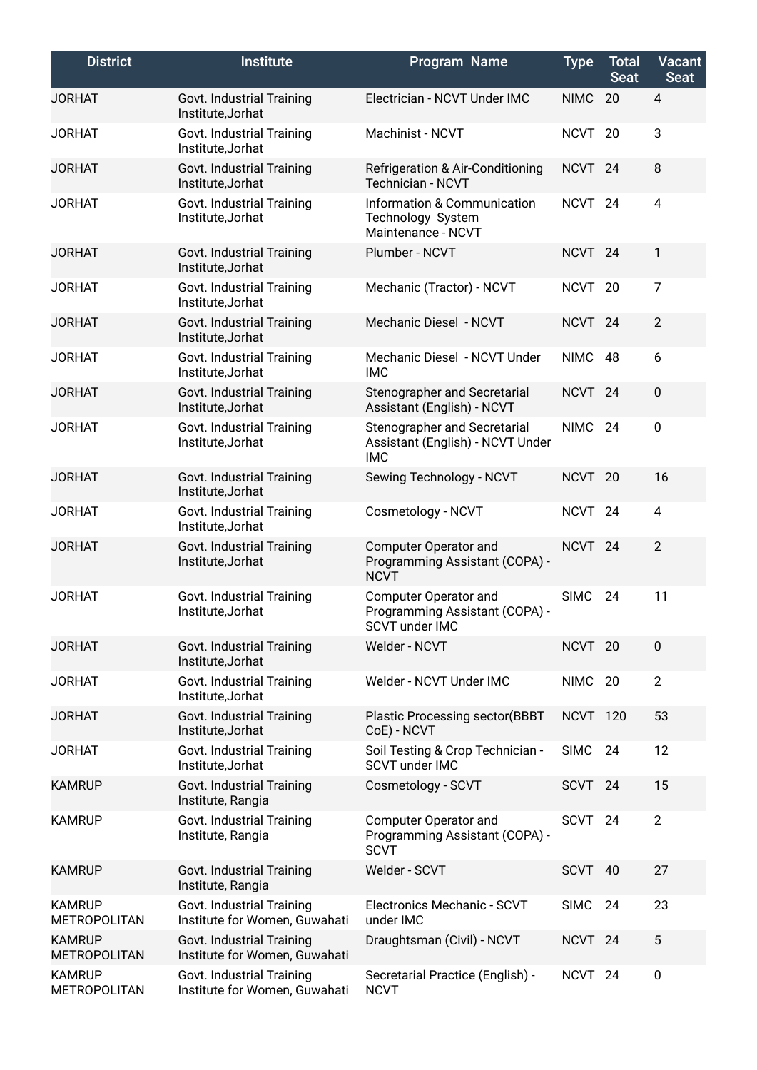| District | Institute | Program Name | Type | Total Seat | Vacant Seat |
| --- | --- | --- | --- | --- | --- |
| JORHAT | Govt. Industrial Training Institute,Jorhat | Electrician - NCVT Under IMC | NIMC | 20 | 4 |
| JORHAT | Govt. Industrial Training Institute,Jorhat | Machinist - NCVT | NCVT | 20 | 3 |
| JORHAT | Govt. Industrial Training Institute,Jorhat | Refrigeration & Air-Conditioning Technician - NCVT | NCVT | 24 | 8 |
| JORHAT | Govt. Industrial Training Institute,Jorhat | Information & Communication Technology System Maintenance - NCVT | NCVT | 24 | 4 |
| JORHAT | Govt. Industrial Training Institute,Jorhat | Plumber - NCVT | NCVT | 24 | 1 |
| JORHAT | Govt. Industrial Training Institute,Jorhat | Mechanic (Tractor) - NCVT | NCVT | 20 | 7 |
| JORHAT | Govt. Industrial Training Institute,Jorhat | Mechanic Diesel - NCVT | NCVT | 24 | 2 |
| JORHAT | Govt. Industrial Training Institute,Jorhat | Mechanic Diesel - NCVT Under IMC | NIMC | 48 | 6 |
| JORHAT | Govt. Industrial Training Institute,Jorhat | Stenographer and Secretarial Assistant (English) - NCVT | NCVT | 24 | 0 |
| JORHAT | Govt. Industrial Training Institute,Jorhat | Stenographer and Secretarial Assistant (English) - NCVT Under IMC | NIMC | 24 | 0 |
| JORHAT | Govt. Industrial Training Institute,Jorhat | Sewing Technology - NCVT | NCVT | 20 | 16 |
| JORHAT | Govt. Industrial Training Institute,Jorhat | Cosmetology - NCVT | NCVT | 24 | 4 |
| JORHAT | Govt. Industrial Training Institute,Jorhat | Computer Operator and Programming Assistant (COPA) - NCVT | NCVT | 24 | 2 |
| JORHAT | Govt. Industrial Training Institute,Jorhat | Computer Operator and Programming Assistant (COPA) - SCVT under IMC | SIMC | 24 | 11 |
| JORHAT | Govt. Industrial Training Institute,Jorhat | Welder - NCVT | NCVT | 20 | 0 |
| JORHAT | Govt. Industrial Training Institute,Jorhat | Welder - NCVT Under IMC | NIMC | 20 | 2 |
| JORHAT | Govt. Industrial Training Institute,Jorhat | Plastic Processing sector(BBBT CoE) - NCVT | NCVT | 120 | 53 |
| JORHAT | Govt. Industrial Training Institute,Jorhat | Soil Testing & Crop Technician - SCVT under IMC | SIMC | 24 | 12 |
| KAMRUP | Govt. Industrial Training Institute, Rangia | Cosmetology - SCVT | SCVT | 24 | 15 |
| KAMRUP | Govt. Industrial Training Institute, Rangia | Computer Operator and Programming Assistant (COPA) - SCVT | SCVT | 24 | 2 |
| KAMRUP | Govt. Industrial Training Institute, Rangia | Welder - SCVT | SCVT | 40 | 27 |
| KAMRUP METROPOLITAN | Govt. Industrial Training Institute for Women, Guwahati | Electronics Mechanic - SCVT under IMC | SIMC | 24 | 23 |
| KAMRUP METROPOLITAN | Govt. Industrial Training Institute for Women, Guwahati | Draughtsman (Civil) - NCVT | NCVT | 24 | 5 |
| KAMRUP METROPOLITAN | Govt. Industrial Training Institute for Women, Guwahati | Secretarial Practice (English) - NCVT | NCVT | 24 | 0 |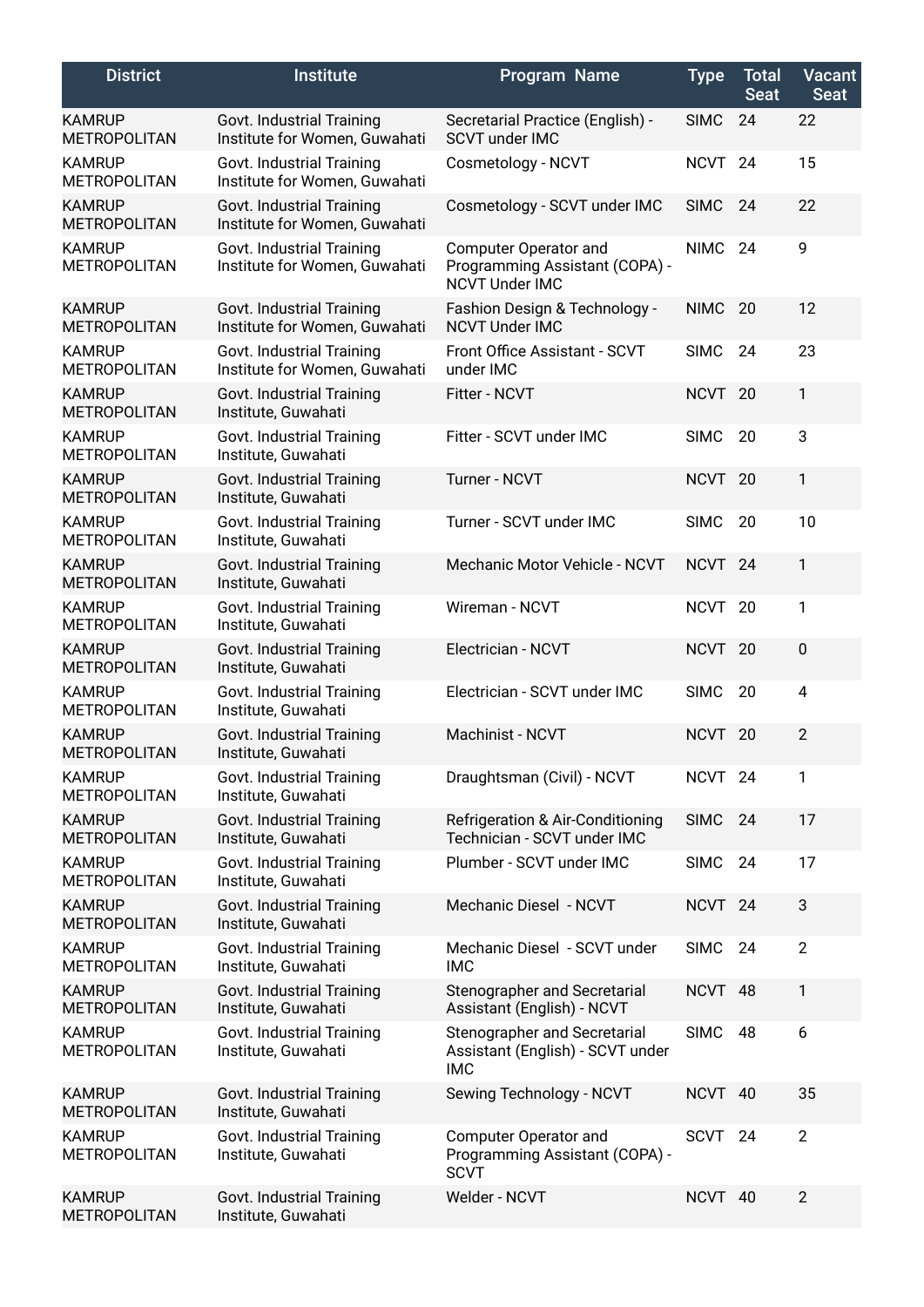| District | Institute | Program Name | Type | Total Seat | Vacant Seat |
|---|---|---|---|---|---|
| KAMRUP METROPOLITAN | Govt. Industrial Training Institute for Women, Guwahati | Secretarial Practice (English) - SCVT under IMC | SIMC | 24 | 22 |
| KAMRUP METROPOLITAN | Govt. Industrial Training Institute for Women, Guwahati | Cosmetology - NCVT | NCVT | 24 | 15 |
| KAMRUP METROPOLITAN | Govt. Industrial Training Institute for Women, Guwahati | Cosmetology - SCVT under IMC | SIMC | 24 | 22 |
| KAMRUP METROPOLITAN | Govt. Industrial Training Institute for Women, Guwahati | Computer Operator and Programming Assistant (COPA) - NCVT Under IMC | NIMC | 24 | 9 |
| KAMRUP METROPOLITAN | Govt. Industrial Training Institute for Women, Guwahati | Fashion Design & Technology - NCVT Under IMC | NIMC | 20 | 12 |
| KAMRUP METROPOLITAN | Govt. Industrial Training Institute for Women, Guwahati | Front Office Assistant - SCVT under IMC | SIMC | 24 | 23 |
| KAMRUP METROPOLITAN | Govt. Industrial Training Institute, Guwahati | Fitter - NCVT | NCVT | 20 | 1 |
| KAMRUP METROPOLITAN | Govt. Industrial Training Institute, Guwahati | Fitter - SCVT under IMC | SIMC | 20 | 3 |
| KAMRUP METROPOLITAN | Govt. Industrial Training Institute, Guwahati | Turner - NCVT | NCVT | 20 | 1 |
| KAMRUP METROPOLITAN | Govt. Industrial Training Institute, Guwahati | Turner - SCVT under IMC | SIMC | 20 | 10 |
| KAMRUP METROPOLITAN | Govt. Industrial Training Institute, Guwahati | Mechanic Motor Vehicle - NCVT | NCVT | 24 | 1 |
| KAMRUP METROPOLITAN | Govt. Industrial Training Institute, Guwahati | Wireman - NCVT | NCVT | 20 | 1 |
| KAMRUP METROPOLITAN | Govt. Industrial Training Institute, Guwahati | Electrician - NCVT | NCVT | 20 | 0 |
| KAMRUP METROPOLITAN | Govt. Industrial Training Institute, Guwahati | Electrician - SCVT under IMC | SIMC | 20 | 4 |
| KAMRUP METROPOLITAN | Govt. Industrial Training Institute, Guwahati | Machinist - NCVT | NCVT | 20 | 2 |
| KAMRUP METROPOLITAN | Govt. Industrial Training Institute, Guwahati | Draughtsman (Civil) - NCVT | NCVT | 24 | 1 |
| KAMRUP METROPOLITAN | Govt. Industrial Training Institute, Guwahati | Refrigeration & Air-Conditioning Technician - SCVT under IMC | SIMC | 24 | 17 |
| KAMRUP METROPOLITAN | Govt. Industrial Training Institute, Guwahati | Plumber - SCVT under IMC | SIMC | 24 | 17 |
| KAMRUP METROPOLITAN | Govt. Industrial Training Institute, Guwahati | Mechanic Diesel - NCVT | NCVT | 24 | 3 |
| KAMRUP METROPOLITAN | Govt. Industrial Training Institute, Guwahati | Mechanic Diesel - SCVT under IMC | SIMC | 24 | 2 |
| KAMRUP METROPOLITAN | Govt. Industrial Training Institute, Guwahati | Stenographer and Secretarial Assistant (English) - NCVT | NCVT | 48 | 1 |
| KAMRUP METROPOLITAN | Govt. Industrial Training Institute, Guwahati | Stenographer and Secretarial Assistant (English) - SCVT under IMC | SIMC | 48 | 6 |
| KAMRUP METROPOLITAN | Govt. Industrial Training Institute, Guwahati | Sewing Technology - NCVT | NCVT | 40 | 35 |
| KAMRUP METROPOLITAN | Govt. Industrial Training Institute, Guwahati | Computer Operator and Programming Assistant (COPA) - SCVT | SCVT | 24 | 2 |
| KAMRUP METROPOLITAN | Govt. Industrial Training Institute, Guwahati | Welder - NCVT | NCVT | 40 | 2 |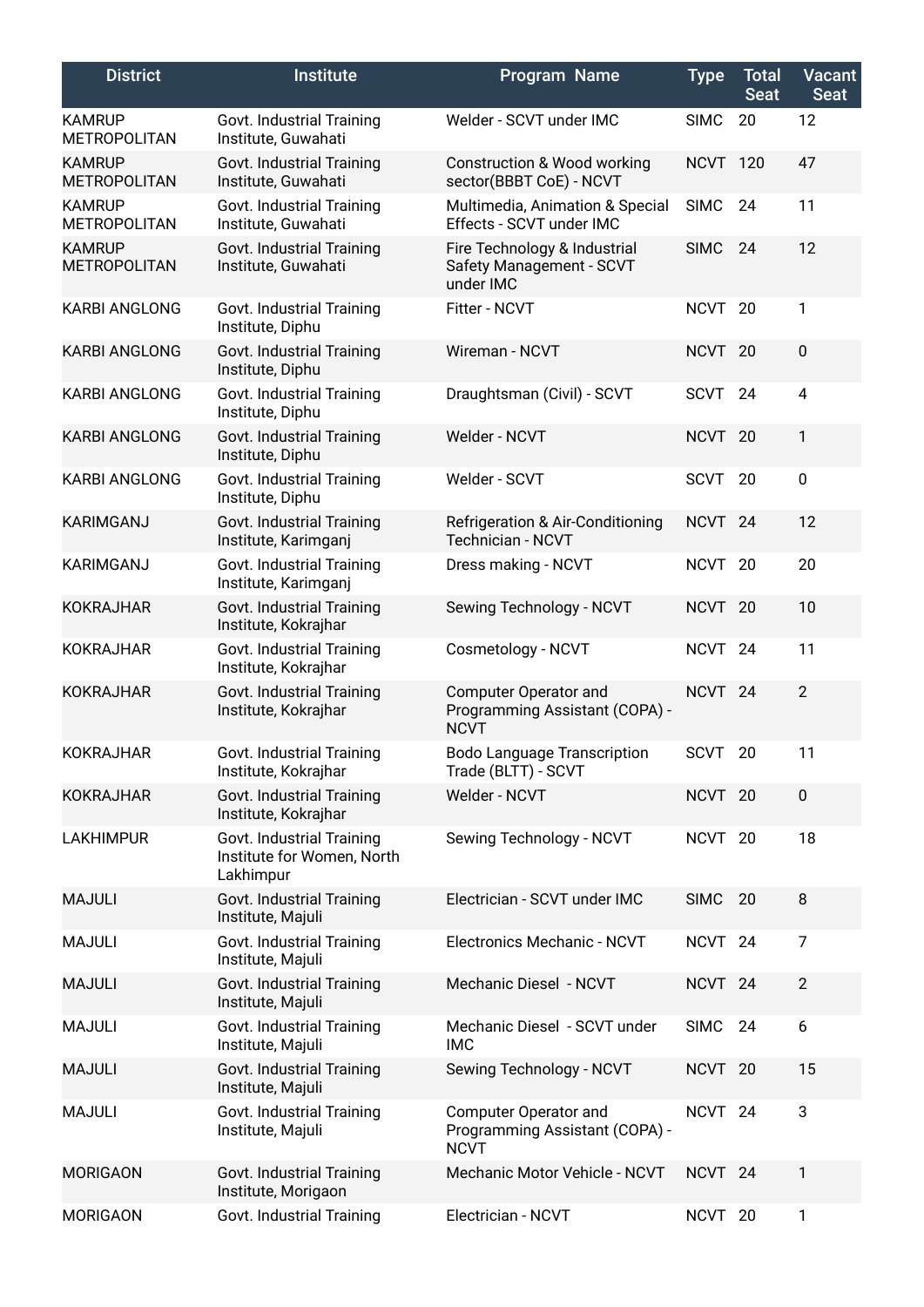| District | Institute | Program Name | Type | Total Seat | Vacant Seat |
|---|---|---|---|---|---|
| KAMRUP METROPOLITAN | Govt. Industrial Training Institute, Guwahati | Welder - SCVT under IMC | SIMC | 20 | 12 |
| KAMRUP METROPOLITAN | Govt. Industrial Training Institute, Guwahati | Construction & Wood working sector(BBBT CoE) - NCVT | NCVT | 120 | 47 |
| KAMRUP METROPOLITAN | Govt. Industrial Training Institute, Guwahati | Multimedia, Animation & Special Effects - SCVT under IMC | SIMC | 24 | 11 |
| KAMRUP METROPOLITAN | Govt. Industrial Training Institute, Guwahati | Fire Technology & Industrial Safety Management - SCVT under IMC | SIMC | 24 | 12 |
| KARBI ANGLONG | Govt. Industrial Training Institute, Diphu | Fitter - NCVT | NCVT | 20 | 1 |
| KARBI ANGLONG | Govt. Industrial Training Institute, Diphu | Wireman - NCVT | NCVT | 20 | 0 |
| KARBI ANGLONG | Govt. Industrial Training Institute, Diphu | Draughtsman (Civil) - SCVT | SCVT | 24 | 4 |
| KARBI ANGLONG | Govt. Industrial Training Institute, Diphu | Welder - NCVT | NCVT | 20 | 1 |
| KARBI ANGLONG | Govt. Industrial Training Institute, Diphu | Welder - SCVT | SCVT | 20 | 0 |
| KARIMGANJ | Govt. Industrial Training Institute, Karimganj | Refrigeration & Air-Conditioning Technician - NCVT | NCVT | 24 | 12 |
| KARIMGANJ | Govt. Industrial Training Institute, Karimganj | Dress making - NCVT | NCVT | 20 | 20 |
| KOKRAJHAR | Govt. Industrial Training Institute, Kokrajhar | Sewing Technology - NCVT | NCVT | 20 | 10 |
| KOKRAJHAR | Govt. Industrial Training Institute, Kokrajhar | Cosmetology - NCVT | NCVT | 24 | 11 |
| KOKRAJHAR | Govt. Industrial Training Institute, Kokrajhar | Computer Operator and Programming Assistant (COPA) - NCVT | NCVT | 24 | 2 |
| KOKRAJHAR | Govt. Industrial Training Institute, Kokrajhar | Bodo Language Transcription Trade (BLTT) - SCVT | SCVT | 20 | 11 |
| KOKRAJHAR | Govt. Industrial Training Institute, Kokrajhar | Welder - NCVT | NCVT | 20 | 0 |
| LAKHIMPUR | Govt. Industrial Training Institute for Women, North Lakhimpur | Sewing Technology - NCVT | NCVT | 20 | 18 |
| MAJULI | Govt. Industrial Training Institute, Majuli | Electrician - SCVT under IMC | SIMC | 20 | 8 |
| MAJULI | Govt. Industrial Training Institute, Majuli | Electronics Mechanic - NCVT | NCVT | 24 | 7 |
| MAJULI | Govt. Industrial Training Institute, Majuli | Mechanic Diesel - NCVT | NCVT | 24 | 2 |
| MAJULI | Govt. Industrial Training Institute, Majuli | Mechanic Diesel - SCVT under IMC | SIMC | 24 | 6 |
| MAJULI | Govt. Industrial Training Institute, Majuli | Sewing Technology - NCVT | NCVT | 20 | 15 |
| MAJULI | Govt. Industrial Training Institute, Majuli | Computer Operator and Programming Assistant (COPA) - NCVT | NCVT | 24 | 3 |
| MORIGAON | Govt. Industrial Training Institute, Morigaon | Mechanic Motor Vehicle - NCVT | NCVT | 24 | 1 |
| MORIGAON | Govt. Industrial Training | Electrician - NCVT | NCVT | 20 | 1 |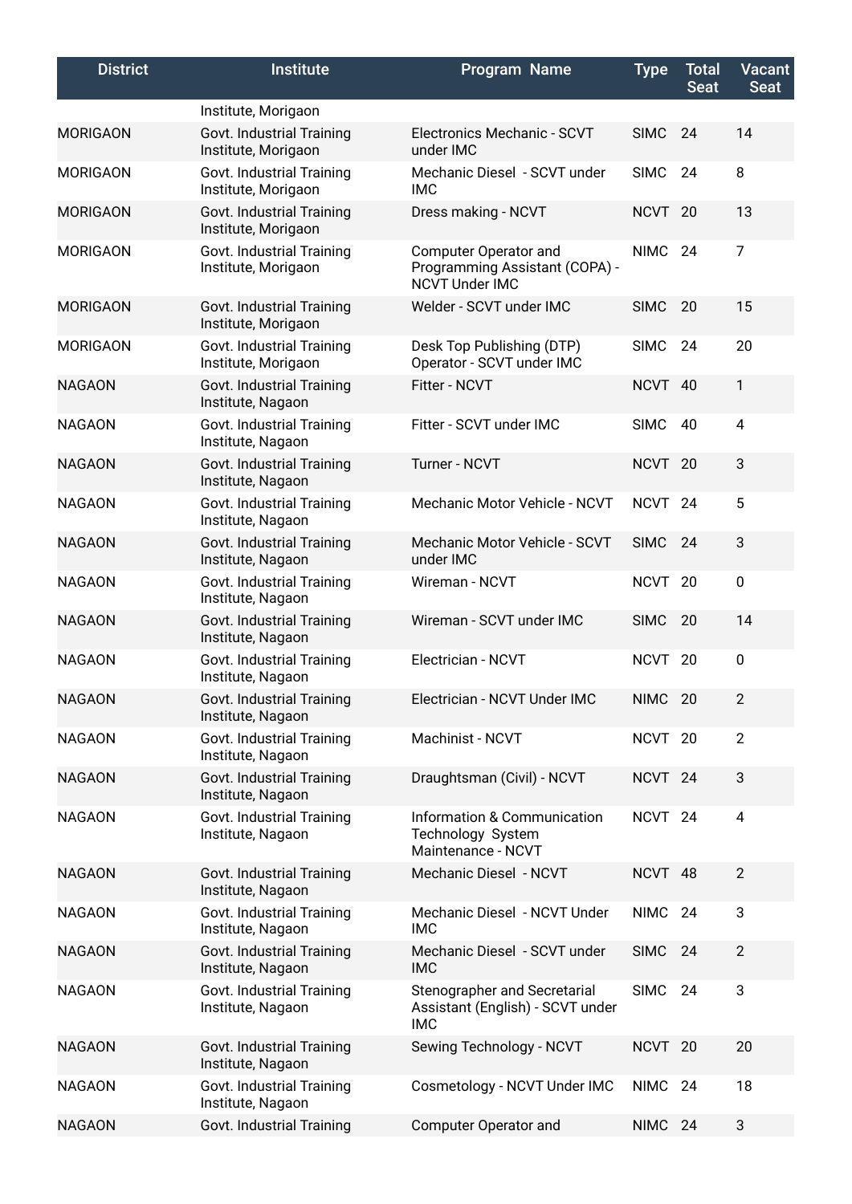| District | Institute | Program Name | Type | Total Seat | Vacant Seat |
|---|---|---|---|---|---|
| | Institute, Morigaon | | | | |
| MORIGAON | Govt. Industrial Training Institute, Morigaon | Electronics Mechanic - SCVT under IMC | SIMC | 24 | 14 |
| MORIGAON | Govt. Industrial Training Institute, Morigaon | Mechanic Diesel - SCVT under IMC | SIMC | 24 | 8 |
| MORIGAON | Govt. Industrial Training Institute, Morigaon | Dress making - NCVT | NCVT | 20 | 13 |
| MORIGAON | Govt. Industrial Training Institute, Morigaon | Computer Operator and Programming Assistant (COPA) - NCVT Under IMC | NIMC | 24 | 7 |
| MORIGAON | Govt. Industrial Training Institute, Morigaon | Welder - SCVT under IMC | SIMC | 20 | 15 |
| MORIGAON | Govt. Industrial Training Institute, Morigaon | Desk Top Publishing (DTP) Operator - SCVT under IMC | SIMC | 24 | 20 |
| NAGAON | Govt. Industrial Training Institute, Nagaon | Fitter - NCVT | NCVT | 40 | 1 |
| NAGAON | Govt. Industrial Training Institute, Nagaon | Fitter - SCVT under IMC | SIMC | 40 | 4 |
| NAGAON | Govt. Industrial Training Institute, Nagaon | Turner - NCVT | NCVT | 20 | 3 |
| NAGAON | Govt. Industrial Training Institute, Nagaon | Mechanic Motor Vehicle - NCVT | NCVT | 24 | 5 |
| NAGAON | Govt. Industrial Training Institute, Nagaon | Mechanic Motor Vehicle - SCVT under IMC | SIMC | 24 | 3 |
| NAGAON | Govt. Industrial Training Institute, Nagaon | Wireman - NCVT | NCVT | 20 | 0 |
| NAGAON | Govt. Industrial Training Institute, Nagaon | Wireman - SCVT under IMC | SIMC | 20 | 14 |
| NAGAON | Govt. Industrial Training Institute, Nagaon | Electrician - NCVT | NCVT | 20 | 0 |
| NAGAON | Govt. Industrial Training Institute, Nagaon | Electrician - NCVT Under IMC | NIMC | 20 | 2 |
| NAGAON | Govt. Industrial Training Institute, Nagaon | Machinist - NCVT | NCVT | 20 | 2 |
| NAGAON | Govt. Industrial Training Institute, Nagaon | Draughtsman (Civil) - NCVT | NCVT | 24 | 3 |
| NAGAON | Govt. Industrial Training Institute, Nagaon | Information & Communication Technology System Maintenance - NCVT | NCVT | 24 | 4 |
| NAGAON | Govt. Industrial Training Institute, Nagaon | Mechanic Diesel - NCVT | NCVT | 48 | 2 |
| NAGAON | Govt. Industrial Training Institute, Nagaon | Mechanic Diesel - NCVT Under IMC | NIMC | 24 | 3 |
| NAGAON | Govt. Industrial Training Institute, Nagaon | Mechanic Diesel - SCVT under IMC | SIMC | 24 | 2 |
| NAGAON | Govt. Industrial Training Institute, Nagaon | Stenographer and Secretarial Assistant (English) - SCVT under IMC | SIMC | 24 | 3 |
| NAGAON | Govt. Industrial Training Institute, Nagaon | Sewing Technology - NCVT | NCVT | 20 | 20 |
| NAGAON | Govt. Industrial Training Institute, Nagaon | Cosmetology - NCVT Under IMC | NIMC | 24 | 18 |
| NAGAON | Govt. Industrial Training | Computer Operator and | NIMC | 24 | 3 |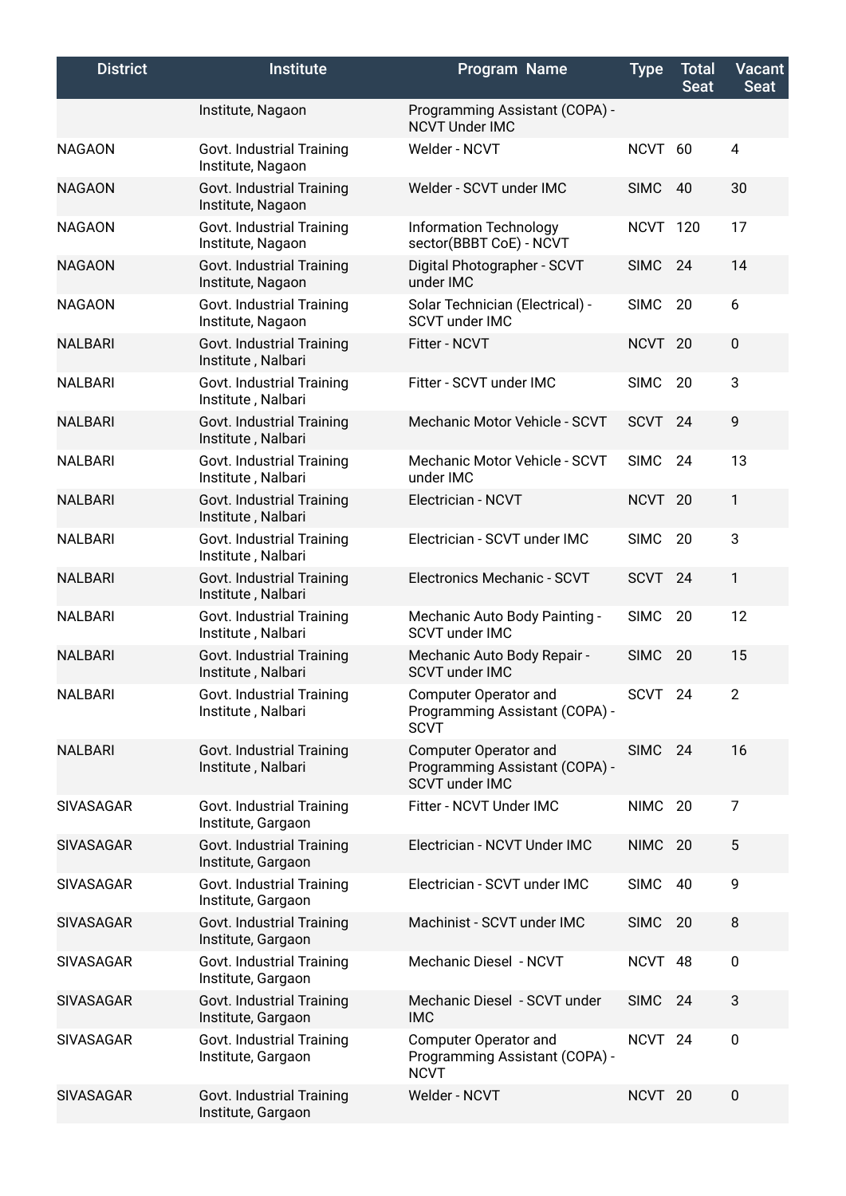| District | Institute | Program Name | Type | Total Seat | Vacant Seat |
|---|---|---|---|---|---|
| | Institute, Nagaon | Programming Assistant (COPA) - NCVT Under IMC | | | |
| NAGAON | Govt. Industrial Training Institute, Nagaon | Welder - NCVT | NCVT | 60 | 4 |
| NAGAON | Govt. Industrial Training Institute, Nagaon | Welder - SCVT under IMC | SIMC | 40 | 30 |
| NAGAON | Govt. Industrial Training Institute, Nagaon | Information Technology sector(BBBT CoE) - NCVT | NCVT | 120 | 17 |
| NAGAON | Govt. Industrial Training Institute, Nagaon | Digital Photographer - SCVT under IMC | SIMC | 24 | 14 |
| NAGAON | Govt. Industrial Training Institute, Nagaon | Solar Technician (Electrical) - SCVT under IMC | SIMC | 20 | 6 |
| NALBARI | Govt. Industrial Training Institute , Nalbari | Fitter - NCVT | NCVT | 20 | 0 |
| NALBARI | Govt. Industrial Training Institute , Nalbari | Fitter - SCVT under IMC | SIMC | 20 | 3 |
| NALBARI | Govt. Industrial Training Institute , Nalbari | Mechanic Motor Vehicle - SCVT | SCVT | 24 | 9 |
| NALBARI | Govt. Industrial Training Institute , Nalbari | Mechanic Motor Vehicle - SCVT under IMC | SIMC | 24 | 13 |
| NALBARI | Govt. Industrial Training Institute , Nalbari | Electrician - NCVT | NCVT | 20 | 1 |
| NALBARI | Govt. Industrial Training Institute , Nalbari | Electrician - SCVT under IMC | SIMC | 20 | 3 |
| NALBARI | Govt. Industrial Training Institute , Nalbari | Electronics Mechanic - SCVT | SCVT | 24 | 1 |
| NALBARI | Govt. Industrial Training Institute , Nalbari | Mechanic Auto Body Painting - SCVT under IMC | SIMC | 20 | 12 |
| NALBARI | Govt. Industrial Training Institute , Nalbari | Mechanic Auto Body Repair - SCVT under IMC | SIMC | 20 | 15 |
| NALBARI | Govt. Industrial Training Institute , Nalbari | Computer Operator and Programming Assistant (COPA) - SCVT | SCVT | 24 | 2 |
| NALBARI | Govt. Industrial Training Institute , Nalbari | Computer Operator and Programming Assistant (COPA) - SCVT under IMC | SIMC | 24 | 16 |
| SIVASAGAR | Govt. Industrial Training Institute, Gargaon | Fitter - NCVT Under IMC | NIMC | 20 | 7 |
| SIVASAGAR | Govt. Industrial Training Institute, Gargaon | Electrician - NCVT Under IMC | NIMC | 20 | 5 |
| SIVASAGAR | Govt. Industrial Training Institute, Gargaon | Electrician - SCVT under IMC | SIMC | 40 | 9 |
| SIVASAGAR | Govt. Industrial Training Institute, Gargaon | Machinist - SCVT under IMC | SIMC | 20 | 8 |
| SIVASAGAR | Govt. Industrial Training Institute, Gargaon | Mechanic Diesel - NCVT | NCVT | 48 | 0 |
| SIVASAGAR | Govt. Industrial Training Institute, Gargaon | Mechanic Diesel - SCVT under IMC | SIMC | 24 | 3 |
| SIVASAGAR | Govt. Industrial Training Institute, Gargaon | Computer Operator and Programming Assistant (COPA) - NCVT | NCVT | 24 | 0 |
| SIVASAGAR | Govt. Industrial Training Institute, Gargaon | Welder - NCVT | NCVT | 20 | 0 |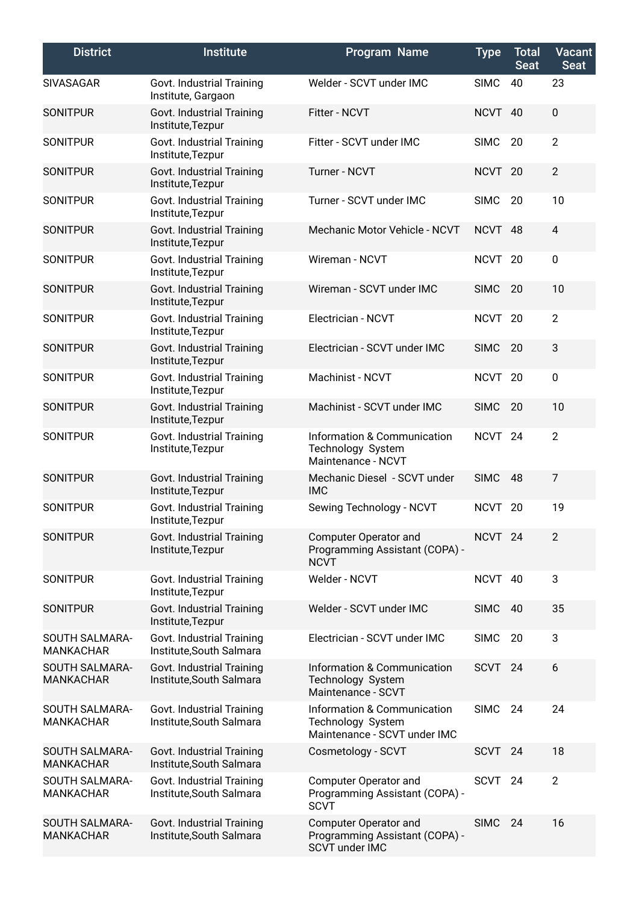| District | Institute | Program Name | Type | Total Seat | Vacant Seat |
|---|---|---|---|---|---|
| SIVASAGAR | Govt. Industrial Training Institute, Gargaon | Welder - SCVT under IMC | SIMC | 40 | 23 |
| SONITPUR | Govt. Industrial Training Institute,Tezpur | Fitter - NCVT | NCVT | 40 | 0 |
| SONITPUR | Govt. Industrial Training Institute,Tezpur | Fitter - SCVT under IMC | SIMC | 20 | 2 |
| SONITPUR | Govt. Industrial Training Institute,Tezpur | Turner - NCVT | NCVT | 20 | 2 |
| SONITPUR | Govt. Industrial Training Institute,Tezpur | Turner - SCVT under IMC | SIMC | 20 | 10 |
| SONITPUR | Govt. Industrial Training Institute,Tezpur | Mechanic Motor Vehicle - NCVT | NCVT | 48 | 4 |
| SONITPUR | Govt. Industrial Training Institute,Tezpur | Wireman - NCVT | NCVT | 20 | 0 |
| SONITPUR | Govt. Industrial Training Institute,Tezpur | Wireman - SCVT under IMC | SIMC | 20 | 10 |
| SONITPUR | Govt. Industrial Training Institute,Tezpur | Electrician - NCVT | NCVT | 20 | 2 |
| SONITPUR | Govt. Industrial Training Institute,Tezpur | Electrician - SCVT under IMC | SIMC | 20 | 3 |
| SONITPUR | Govt. Industrial Training Institute,Tezpur | Machinist - NCVT | NCVT | 20 | 0 |
| SONITPUR | Govt. Industrial Training Institute,Tezpur | Machinist - SCVT under IMC | SIMC | 20 | 10 |
| SONITPUR | Govt. Industrial Training Institute,Tezpur | Information & Communication Technology System Maintenance - NCVT | NCVT | 24 | 2 |
| SONITPUR | Govt. Industrial Training Institute,Tezpur | Mechanic Diesel - SCVT under IMC | SIMC | 48 | 7 |
| SONITPUR | Govt. Industrial Training Institute,Tezpur | Sewing Technology - NCVT | NCVT | 20 | 19 |
| SONITPUR | Govt. Industrial Training Institute,Tezpur | Computer Operator and Programming Assistant (COPA) - NCVT | NCVT | 24 | 2 |
| SONITPUR | Govt. Industrial Training Institute,Tezpur | Welder - NCVT | NCVT | 40 | 3 |
| SONITPUR | Govt. Industrial Training Institute,Tezpur | Welder - SCVT under IMC | SIMC | 40 | 35 |
| SOUTH SALMARA-MANKACHAR | Govt. Industrial Training Institute,South Salmara | Electrician - SCVT under IMC | SIMC | 20 | 3 |
| SOUTH SALMARA-MANKACHAR | Govt. Industrial Training Institute,South Salmara | Information & Communication Technology System Maintenance - SCVT | SCVT | 24 | 6 |
| SOUTH SALMARA-MANKACHAR | Govt. Industrial Training Institute,South Salmara | Information & Communication Technology System Maintenance - SCVT under IMC | SIMC | 24 | 24 |
| SOUTH SALMARA-MANKACHAR | Govt. Industrial Training Institute,South Salmara | Cosmetology - SCVT | SCVT | 24 | 18 |
| SOUTH SALMARA-MANKACHAR | Govt. Industrial Training Institute,South Salmara | Computer Operator and Programming Assistant (COPA) - SCVT | SCVT | 24 | 2 |
| SOUTH SALMARA-MANKACHAR | Govt. Industrial Training Institute,South Salmara | Computer Operator and Programming Assistant (COPA) - SCVT under IMC | SIMC | 24 | 16 |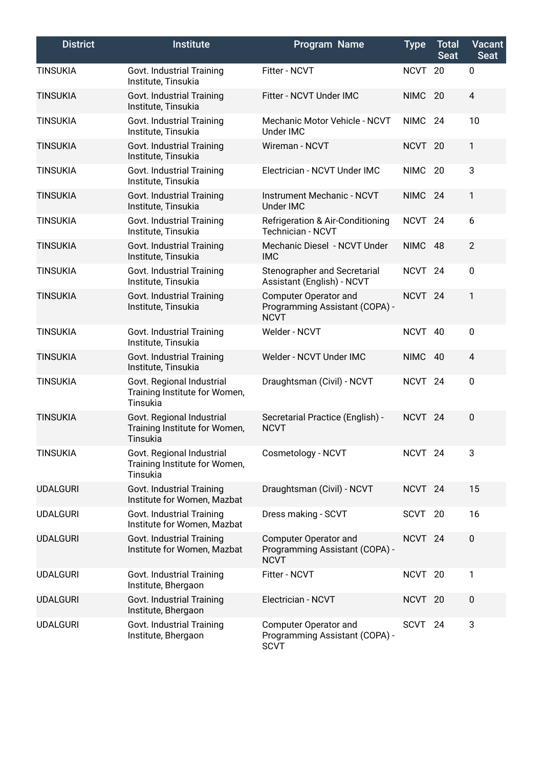| District | Institute | Program  Name | Type | Total Seat | Vacant Seat |
|---|---|---|---|---|---|
| TINSUKIA | Govt. Industrial Training Institute, Tinsukia | Fitter - NCVT | NCVT | 20 | 0 |
| TINSUKIA | Govt. Industrial Training Institute, Tinsukia | Fitter - NCVT Under IMC | NIMC | 20 | 4 |
| TINSUKIA | Govt. Industrial Training Institute, Tinsukia | Mechanic Motor Vehicle - NCVT Under IMC | NIMC | 24 | 10 |
| TINSUKIA | Govt. Industrial Training Institute, Tinsukia | Wireman - NCVT | NCVT | 20 | 1 |
| TINSUKIA | Govt. Industrial Training Institute, Tinsukia | Electrician - NCVT Under IMC | NIMC | 20 | 3 |
| TINSUKIA | Govt. Industrial Training Institute, Tinsukia | Instrument Mechanic - NCVT Under IMC | NIMC | 24 | 1 |
| TINSUKIA | Govt. Industrial Training Institute, Tinsukia | Refrigeration & Air-Conditioning Technician - NCVT | NCVT | 24 | 6 |
| TINSUKIA | Govt. Industrial Training Institute, Tinsukia | Mechanic Diesel  - NCVT Under IMC | NIMC | 48 | 2 |
| TINSUKIA | Govt. Industrial Training Institute, Tinsukia | Stenographer and Secretarial Assistant (English) - NCVT | NCVT | 24 | 0 |
| TINSUKIA | Govt. Industrial Training Institute, Tinsukia | Computer Operator and Programming Assistant (COPA) - NCVT | NCVT | 24 | 1 |
| TINSUKIA | Govt. Industrial Training Institute, Tinsukia | Welder - NCVT | NCVT | 40 | 0 |
| TINSUKIA | Govt. Industrial Training Institute, Tinsukia | Welder - NCVT Under IMC | NIMC | 40 | 4 |
| TINSUKIA | Govt. Regional Industrial Training Institute for Women, Tinsukia | Draughtsman (Civil) - NCVT | NCVT | 24 | 0 |
| TINSUKIA | Govt. Regional Industrial Training Institute for Women, Tinsukia | Secretarial Practice (English) - NCVT | NCVT | 24 | 0 |
| TINSUKIA | Govt. Regional Industrial Training Institute for Women, Tinsukia | Cosmetology - NCVT | NCVT | 24 | 3 |
| UDALGURI | Govt. Industrial Training Institute for Women, Mazbat | Draughtsman (Civil) - NCVT | NCVT | 24 | 15 |
| UDALGURI | Govt. Industrial Training Institute for Women, Mazbat | Dress making - SCVT | SCVT | 20 | 16 |
| UDALGURI | Govt. Industrial Training Institute for Women, Mazbat | Computer Operator and Programming Assistant (COPA) - NCVT | NCVT | 24 | 0 |
| UDALGURI | Govt. Industrial Training Institute, Bhergaon | Fitter - NCVT | NCVT | 20 | 1 |
| UDALGURI | Govt. Industrial Training Institute, Bhergaon | Electrician - NCVT | NCVT | 20 | 0 |
| UDALGURI | Govt. Industrial Training Institute, Bhergaon | Computer Operator and Programming Assistant (COPA) - SCVT | SCVT | 24 | 3 |